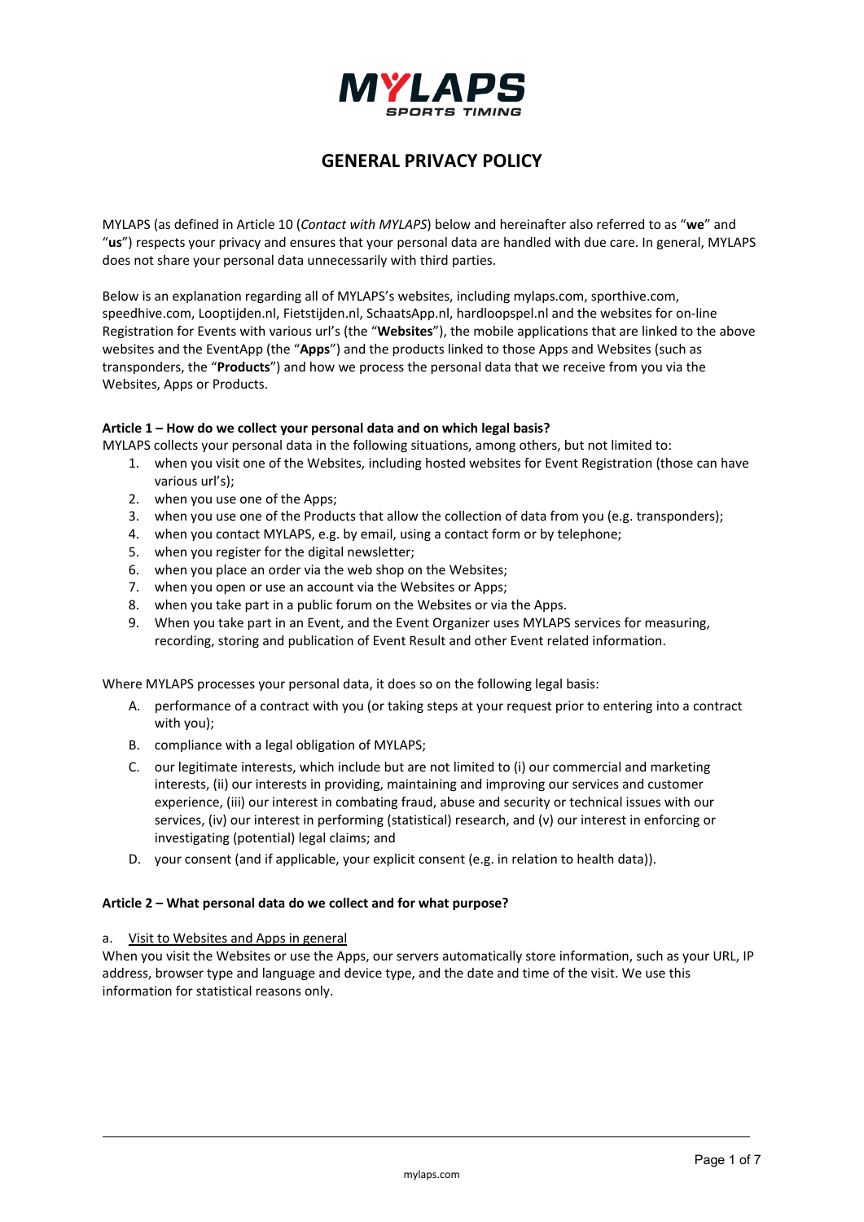# GENERAL PRIVACY POLICY

MYLAPS (as defined in Article 10 (*Contact with MYLAPS*) below and hereinafter also referred to as "**we**" and "**us**") respects your privacy and ensures that your personal data are handled with due care. In general, MYLAPS does not share your personal data unnecessarily with third parties.

Below is an explanation regarding all of MYLAPS's websites, including mylaps.com, sporthive.com, speedhive.com, Looptijden.nl, Fietstijden.nl, SchaatsApp.nl, hardloopspel.nl and the websites for on-line Registration for Events with various url's (the "**Websites**"), the mobile applications that are linked to the above websites and the EventApp (the "**Apps**") and the products linked to those Apps and Websites (such as transponders, the "**Products**") and how we process the personal data that we receive from you via the Websites, Apps or Products.

**Article 1 – How do we collect your personal data and on which legal basis?**

MYLAPS collects your personal data in the following situations, among others, but not limited to:

1. when you visit one of the Websites, including hosted websites for Event Registration (those can have various url's);
2. when you use one of the Apps;
3. when you use one of the Products that allow the collection of data from you (e.g. transponders);
4. when you contact MYLAPS, e.g. by email, using a contact form or by telephone;
5. when you register for the digital newsletter;
6. when you place an order via the web shop on the Websites;
7. when you open or use an account via the Websites or Apps;
8. when you take part in a public forum on the Websites or via the Apps.
9. When you take part in an Event, and the Event Organizer uses MYLAPS services for measuring, recording, storing and publication of Event Result and other Event related information.

Where MYLAPS processes your personal data, it does so on the following legal basis:

A. performance of a contract with you (or taking steps at your request prior to entering into a contract with you);

B. compliance with a legal obligation of MYLAPS;

C. our legitimate interests, which include but are not limited to (i) our commercial and marketing interests, (ii) our interests in providing, maintaining and improving our services and customer experience, (iii) our interest in combating fraud, abuse and security or technical issues with our services, (iv) our interest in performing (statistical) research, and (v) our interest in enforcing or investigating (potential) legal claims; and

D. your consent (and if applicable, your explicit consent (e.g. in relation to health data)).

**Article 2 – What personal data do we collect and for what purpose?**

a. Visit to Websites and Apps in general

When you visit the Websites or use the Apps, our servers automatically store information, such as your URL, IP address, browser type and language and device type, and the date and time of the visit. We use this information for statistical reasons only.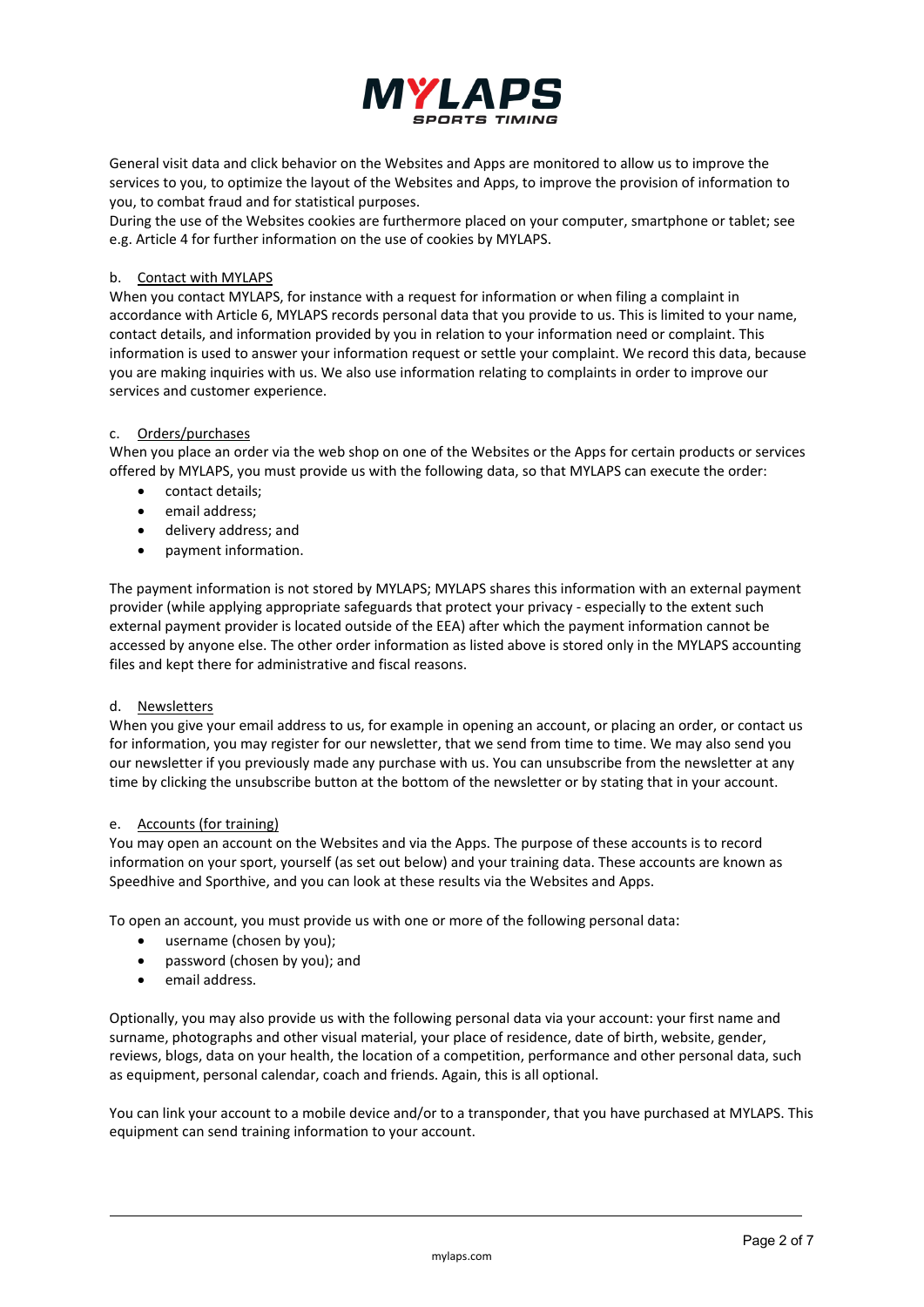General visit data and click behavior on the Websites and Apps are monitored to allow us to improve the services to you, to optimize the layout of the Websites and Apps, to improve the provision of information to you, to combat fraud and for statistical purposes.
During the use of the Websites cookies are furthermore placed on your computer, smartphone or tablet; see e.g. Article 4 for further information on the use of cookies by MYLAPS.

b. Contact with MYLAPS

When you contact MYLAPS, for instance with a request for information or when filing a complaint in accordance with Article 6, MYLAPS records personal data that you provide to us. This is limited to your name, contact details, and information provided by you in relation to your information need or complaint. This information is used to answer your information request or settle your complaint. We record this data, because you are making inquiries with us. We also use information relating to complaints in order to improve our services and customer experience.

c. Orders/purchases

When you place an order via the web shop on one of the Websites or the Apps for certain products or services offered by MYLAPS, you must provide us with the following data, so that MYLAPS can execute the order:

- contact details;
- email address;
- delivery address; and
- payment information.

The payment information is not stored by MYLAPS; MYLAPS shares this information with an external payment provider (while applying appropriate safeguards that protect your privacy - especially to the extent such external payment provider is located outside of the EEA) after which the payment information cannot be accessed by anyone else. The other order information as listed above is stored only in the MYLAPS accounting files and kept there for administrative and fiscal reasons.

d. Newsletters

When you give your email address to us, for example in opening an account, or placing an order, or contact us for information, you may register for our newsletter, that we send from time to time. We may also send you our newsletter if you previously made any purchase with us. You can unsubscribe from the newsletter at any time by clicking the unsubscribe button at the bottom of the newsletter or by stating that in your account.

e. Accounts (for training)

You may open an account on the Websites and via the Apps. The purpose of these accounts is to record information on your sport, yourself (as set out below) and your training data. These accounts are known as Speedhive and Sporthive, and you can look at these results via the Websites and Apps.

To open an account, you must provide us with one or more of the following personal data:

- username (chosen by you);
- password (chosen by you); and
- email address.

Optionally, you may also provide us with the following personal data via your account: your first name and surname, photographs and other visual material, your place of residence, date of birth, website, gender, reviews, blogs, data on your health, the location of a competition, performance and other personal data, such as equipment, personal calendar, coach and friends. Again, this is all optional.

You can link your account to a mobile device and/or to a transponder, that you have purchased at MYLAPS. This equipment can send training information to your account.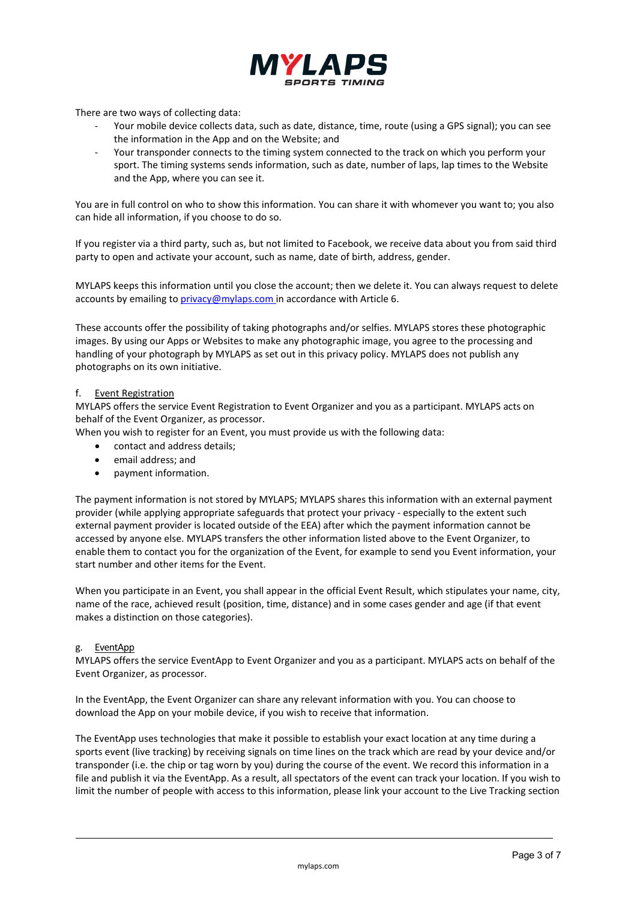There are two ways of collecting data:

- Your mobile device collects data, such as date, distance, time, route (using a GPS signal); you can see the information in the App and on the Website; and
- Your transponder connects to the timing system connected to the track on which you perform your sport. The timing systems sends information, such as date, number of laps, lap times to the Website and the App, where you can see it.

You are in full control on who to show this information. You can share it with whomever you want to; you also can hide all information, if you choose to do so.

If you register via a third party, such as, but not limited to Facebook, we receive data about you from said third party to open and activate your account, such as name, date of birth, address, gender.

MYLAPS keeps this information until you close the account; then we delete it. You can always request to delete accounts by emailing to privacy@mylaps.com in accordance with Article 6.

These accounts offer the possibility of taking photographs and/or selfies. MYLAPS stores these photographic images. By using our Apps or Websites to make any photographic image, you agree to the processing and handling of your photograph by MYLAPS as set out in this privacy policy. MYLAPS does not publish any photographs on its own initiative.

f. <u>Event Registration</u>

MYLAPS offers the service Event Registration to Event Organizer and you as a participant. MYLAPS acts on behalf of the Event Organizer, as processor.

When you wish to register for an Event, you must provide us with the following data:

- contact and address details;
- email address; and
- payment information.

The payment information is not stored by MYLAPS; MYLAPS shares this information with an external payment provider (while applying appropriate safeguards that protect your privacy - especially to the extent such external payment provider is located outside of the EEA) after which the payment information cannot be accessed by anyone else. MYLAPS transfers the other information listed above to the Event Organizer, to enable them to contact you for the organization of the Event, for example to send you Event information, your start number and other items for the Event.

When you participate in an Event, you shall appear in the official Event Result, which stipulates your name, city, name of the race, achieved result (position, time, distance) and in some cases gender and age (if that event makes a distinction on those categories).

g. <u>EventApp</u>

MYLAPS offers the service EventApp to Event Organizer and you as a participant. MYLAPS acts on behalf of the Event Organizer, as processor.

In the EventApp, the Event Organizer can share any relevant information with you. You can choose to download the App on your mobile device, if you wish to receive that information.

The EventApp uses technologies that make it possible to establish your exact location at any time during a sports event (live tracking) by receiving signals on time lines on the track which are read by your device and/or transponder (i.e. the chip or tag worn by you) during the course of the event. We record this information in a file and publish it via the EventApp. As a result, all spectators of the event can track your location. If you wish to limit the number of people with access to this information, please link your account to the Live Tracking section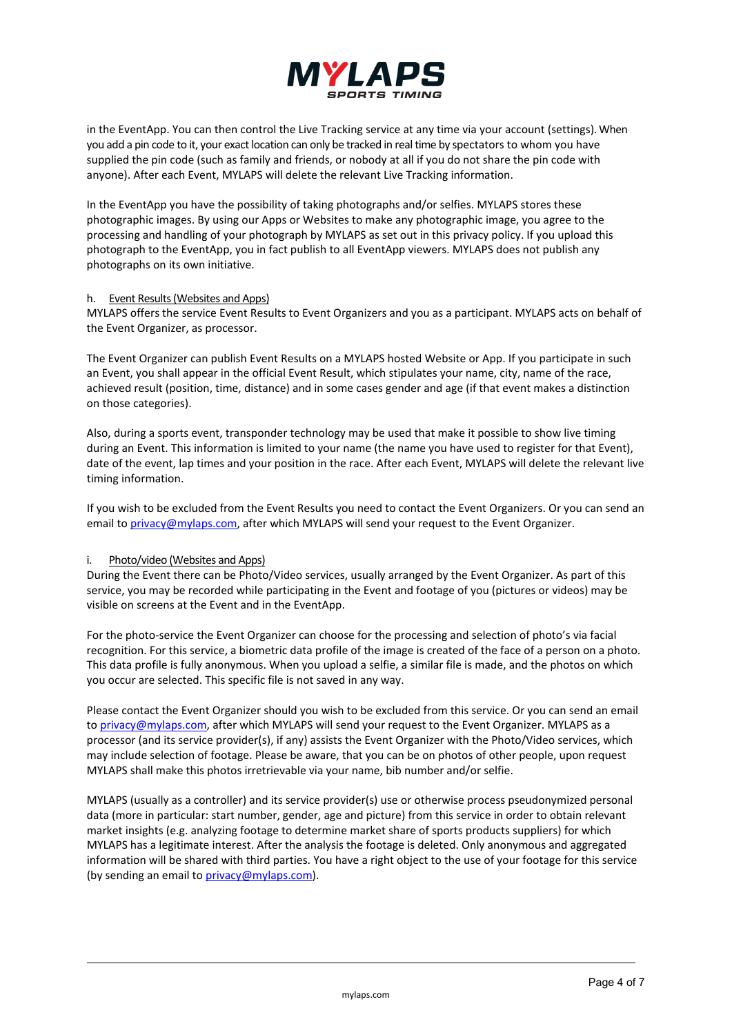in the EventApp. You can then control the Live Tracking service at any time via your account (settings). When you add a pin code to it, your exact location can only be tracked in real time by spectators to whom you have supplied the pin code (such as family and friends, or nobody at all if you do not share the pin code with anyone). After each Event, MYLAPS will delete the relevant Live Tracking information.

In the EventApp you have the possibility of taking photographs and/or selfies. MYLAPS stores these photographic images. By using our Apps or Websites to make any photographic image, you agree to the processing and handling of your photograph by MYLAPS as set out in this privacy policy. If you upload this photograph to the EventApp, you in fact publish to all EventApp viewers. MYLAPS does not publish any photographs on its own initiative.

h. Event Results (Websites and Apps)

MYLAPS offers the service Event Results to Event Organizers and you as a participant. MYLAPS acts on behalf of the Event Organizer, as processor.

The Event Organizer can publish Event Results on a MYLAPS hosted Website or App. If you participate in such an Event, you shall appear in the official Event Result, which stipulates your name, city, name of the race, achieved result (position, time, distance) and in some cases gender and age (if that event makes a distinction on those categories).

Also, during a sports event, transponder technology may be used that make it possible to show live timing during an Event. This information is limited to your name (the name you have used to register for that Event), date of the event, lap times and your position in the race. After each Event, MYLAPS will delete the relevant live timing information.

If you wish to be excluded from the Event Results you need to contact the Event Organizers. Or you can send an email to privacy@mylaps.com, after which MYLAPS will send your request to the Event Organizer.

i. Photo/video (Websites and Apps)

During the Event there can be Photo/Video services, usually arranged by the Event Organizer. As part of this service, you may be recorded while participating in the Event and footage of you (pictures or videos) may be visible on screens at the Event and in the EventApp.

For the photo-service the Event Organizer can choose for the processing and selection of photo's via facial recognition. For this service, a biometric data profile of the image is created of the face of a person on a photo. This data profile is fully anonymous. When you upload a selfie, a similar file is made, and the photos on which you occur are selected. This specific file is not saved in any way.

Please contact the Event Organizer should you wish to be excluded from this service. Or you can send an email to privacy@mylaps.com, after which MYLAPS will send your request to the Event Organizer. MYLAPS as a processor (and its service provider(s), if any) assists the Event Organizer with the Photo/Video services, which may include selection of footage. Please be aware, that you can be on photos of other people, upon request MYLAPS shall make this photos irretrievable via your name, bib number and/or selfie.

MYLAPS (usually as a controller) and its service provider(s) use or otherwise process pseudonymized personal data (more in particular: start number, gender, age and picture) from this service in order to obtain relevant market insights (e.g. analyzing footage to determine market share of sports products suppliers) for which MYLAPS has a legitimate interest. After the analysis the footage is deleted. Only anonymous and aggregated information will be shared with third parties. You have a right object to the use of your footage for this service (by sending an email to privacy@mylaps.com).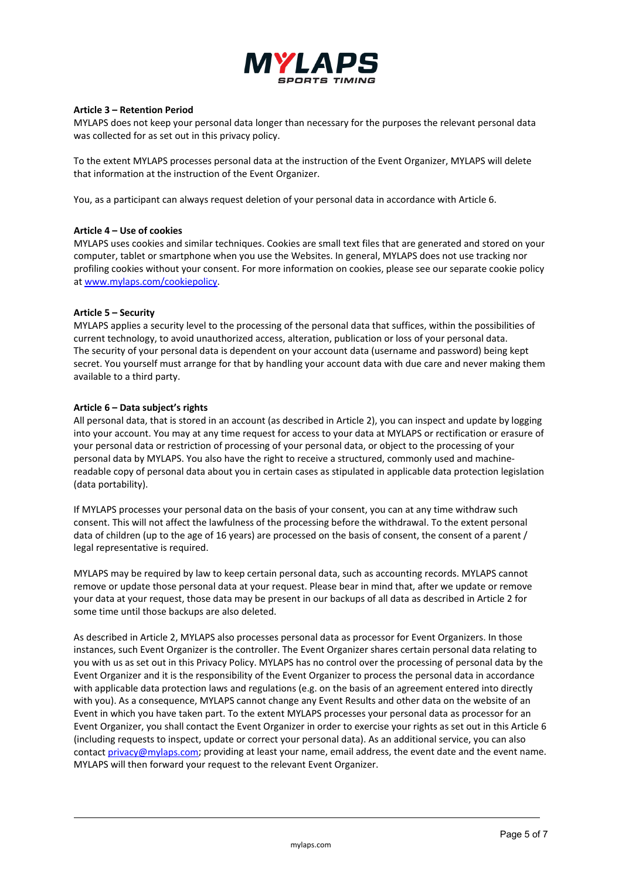**Article 3 – Retention Period**

MYLAPS does not keep your personal data longer than necessary for the purposes the relevant personal data was collected for as set out in this privacy policy.

To the extent MYLAPS processes personal data at the instruction of the Event Organizer, MYLAPS will delete that information at the instruction of the Event Organizer.

You, as a participant can always request deletion of your personal data in accordance with Article 6.

**Article 4 – Use of cookies**

MYLAPS uses cookies and similar techniques. Cookies are small text files that are generated and stored on your computer, tablet or smartphone when you use the Websites. In general, MYLAPS does not use tracking nor profiling cookies without your consent. For more information on cookies, please see our separate cookie policy at [www.mylaps.com/cookiepolicy](www.mylaps.com/cookiepolicy).

**Article 5 – Security**

MYLAPS applies a security level to the processing of the personal data that suffices, within the possibilities of current technology, to avoid unauthorized access, alteration, publication or loss of your personal data. The security of your personal data is dependent on your account data (username and password) being kept secret. You yourself must arrange for that by handling your account data with due care and never making them available to a third party.

**Article 6 – Data subject's rights**

All personal data, that is stored in an account (as described in Article 2), you can inspect and update by logging into your account. You may at any time request for access to your data at MYLAPS or rectification or erasure of your personal data or restriction of processing of your personal data, or object to the processing of your personal data by MYLAPS. You also have the right to receive a structured, commonly used and machine-readable copy of personal data about you in certain cases as stipulated in applicable data protection legislation (data portability).

If MYLAPS processes your personal data on the basis of your consent, you can at any time withdraw such consent. This will not affect the lawfulness of the processing before the withdrawal. To the extent personal data of children (up to the age of 16 years) are processed on the basis of consent, the consent of a parent / legal representative is required.

MYLAPS may be required by law to keep certain personal data, such as accounting records. MYLAPS cannot remove or update those personal data at your request. Please bear in mind that, after we update or remove your data at your request, those data may be present in our backups of all data as described in Article 2 for some time until those backups are also deleted.

As described in Article 2, MYLAPS also processes personal data as processor for Event Organizers. In those instances, such Event Organizer is the controller. The Event Organizer shares certain personal data relating to you with us as set out in this Privacy Policy. MYLAPS has no control over the processing of personal data by the Event Organizer and it is the responsibility of the Event Organizer to process the personal data in accordance with applicable data protection laws and regulations (e.g. on the basis of an agreement entered into directly with you). As a consequence, MYLAPS cannot change any Event Results and other data on the website of an Event in which you have taken part. To the extent MYLAPS processes your personal data as processor for an Event Organizer, you shall contact the Event Organizer in order to exercise your rights as set out in this Article 6 (including requests to inspect, update or correct your personal data). As an additional service, you can also contact [privacy@mylaps.com](mailto:privacy@mylaps.com); providing at least your name, email address, the event date and the event name. MYLAPS will then forward your request to the relevant Event Organizer.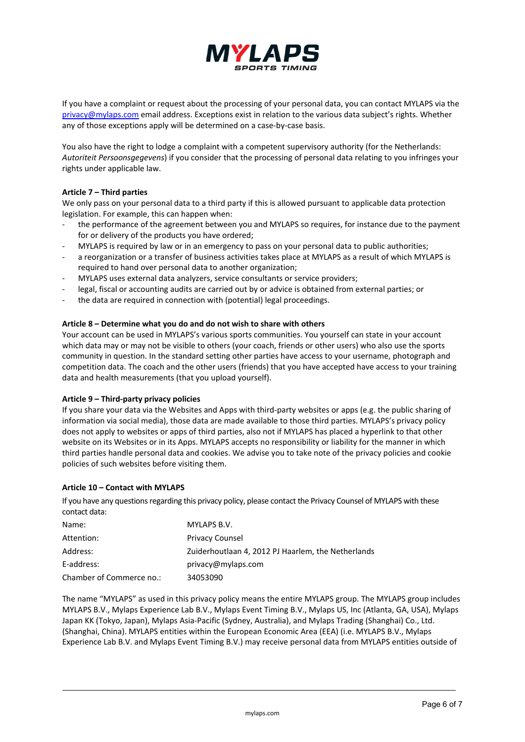If you have a complaint or request about the processing of your personal data, you can contact MYLAPS via the [privacy@mylaps.com](mailto:privacy@mylaps.com) email address. Exceptions exist in relation to the various data subject's rights. Whether any of those exceptions apply will be determined on a case-by-case basis.

You also have the right to lodge a complaint with a competent supervisory authority (for the Netherlands: *Autoriteit Persoonsgegevens*) if you consider that the processing of personal data relating to you infringes your rights under applicable law.

**Article 7 – Third parties**

We only pass on your personal data to a third party if this is allowed pursuant to applicable data protection legislation. For example, this can happen when:

- the performance of the agreement between you and MYLAPS so requires, for instance due to the payment for or delivery of the products you have ordered;
- MYLAPS is required by law or in an emergency to pass on your personal data to public authorities;
- a reorganization or a transfer of business activities takes place at MYLAPS as a result of which MYLAPS is required to hand over personal data to another organization;
- MYLAPS uses external data analyzers, service consultants or service providers;
- legal, fiscal or accounting audits are carried out by or advice is obtained from external parties; or
- the data are required in connection with (potential) legal proceedings.

**Article 8 – Determine what you do and do not wish to share with others**

Your account can be used in MYLAPS's various sports communities. You yourself can state in your account which data may or may not be visible to others (your coach, friends or other users) who also use the sports community in question. In the standard setting other parties have access to your username, photograph and competition data. The coach and the other users (friends) that you have accepted have access to your training data and health measurements (that you upload yourself).

**Article 9 – Third-party privacy policies**

If you share your data via the Websites and Apps with third-party websites or apps (e.g. the public sharing of information via social media), those data are made available to those third parties. MYLAPS's privacy policy does not apply to websites or apps of third parties, also not if MYLAPS has placed a hyperlink to that other website on its Websites or in its Apps. MYLAPS accepts no responsibility or liability for the manner in which third parties handle personal data and cookies. We advise you to take note of the privacy policies and cookie policies of such websites before visiting them.

**Article 10 – Contact with MYLAPS**

If you have any questions regarding this privacy policy, please contact the Privacy Counsel of MYLAPS with these contact data:

| | |
|---|---|
| Name: | MYLAPS B.V. |
| Attention: | Privacy Counsel |
| Address: | Zuiderhoutlaan 4, 2012 PJ Haarlem, the Netherlands |
| E-address: | privacy@mylaps.com |
| Chamber of Commerce no.: | 34053090 |

The name "MYLAPS" as used in this privacy policy means the entire MYLAPS group. The MYLAPS group includes MYLAPS B.V., Mylaps Experience Lab B.V., Mylaps Event Timing B.V., Mylaps US, Inc (Atlanta, GA, USA), Mylaps Japan KK (Tokyo, Japan), Mylaps Asia-Pacific (Sydney, Australia), and Mylaps Trading (Shanghai) Co., Ltd. (Shanghai, China). MYLAPS entities within the European Economic Area (EEA) (i.e. MYLAPS B.V., Mylaps Experience Lab B.V. and Mylaps Event Timing B.V.) may receive personal data from MYLAPS entities outside of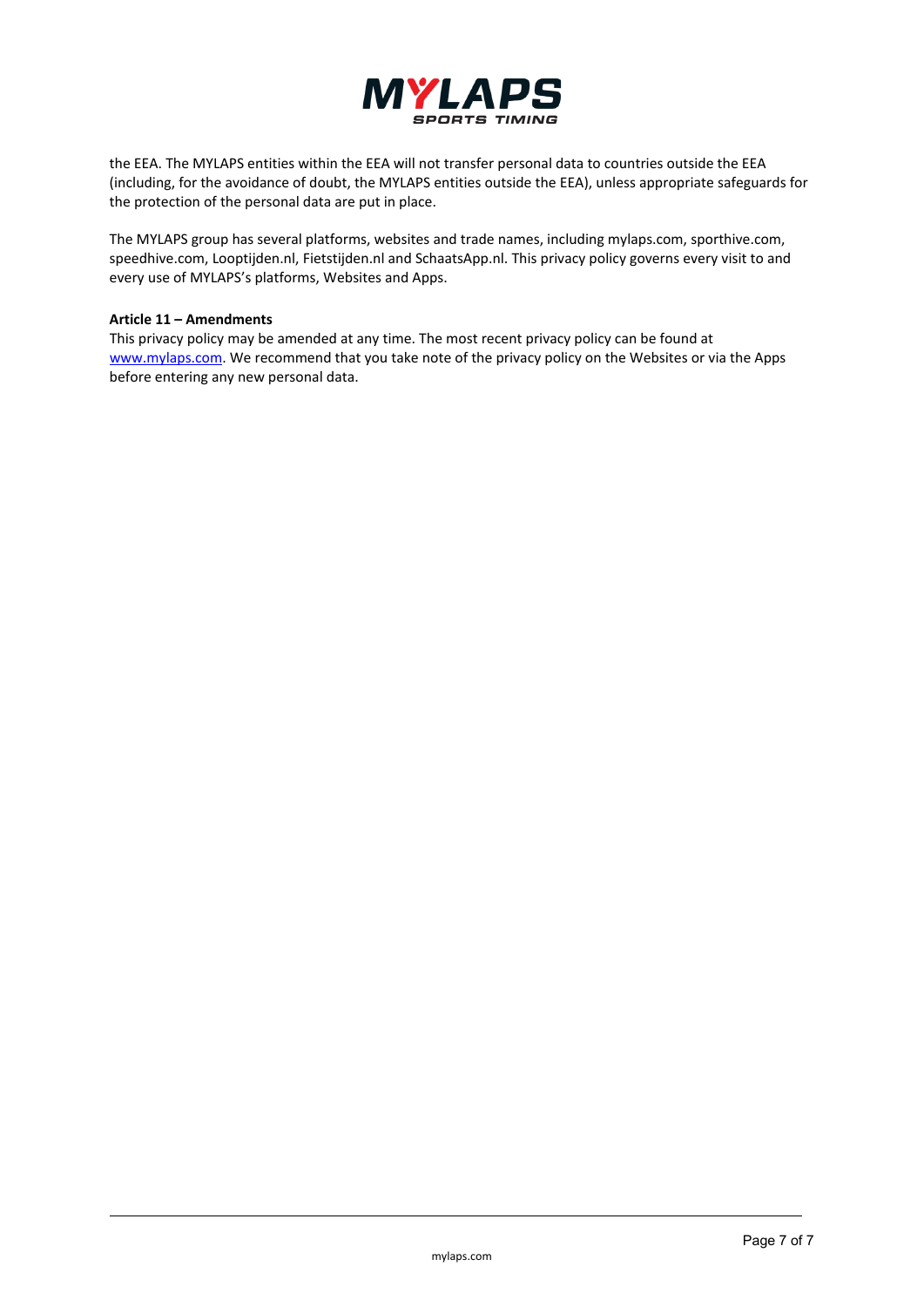the EEA. The MYLAPS entities within the EEA will not transfer personal data to countries outside the EEA (including, for the avoidance of doubt, the MYLAPS entities outside the EEA), unless appropriate safeguards for the protection of the personal data are put in place.

The MYLAPS group has several platforms, websites and trade names, including mylaps.com, sporthive.com, speedhive.com, Looptijden.nl, Fietstijden.nl and SchaatsApp.nl. This privacy policy governs every visit to and every use of MYLAPS's platforms, Websites and Apps.

**Article 11 – Amendments**

This privacy policy may be amended at any time. The most recent privacy policy can be found at [www.mylaps.com](http://www.mylaps.com). We recommend that you take note of the privacy policy on the Websites or via the Apps before entering any new personal data.